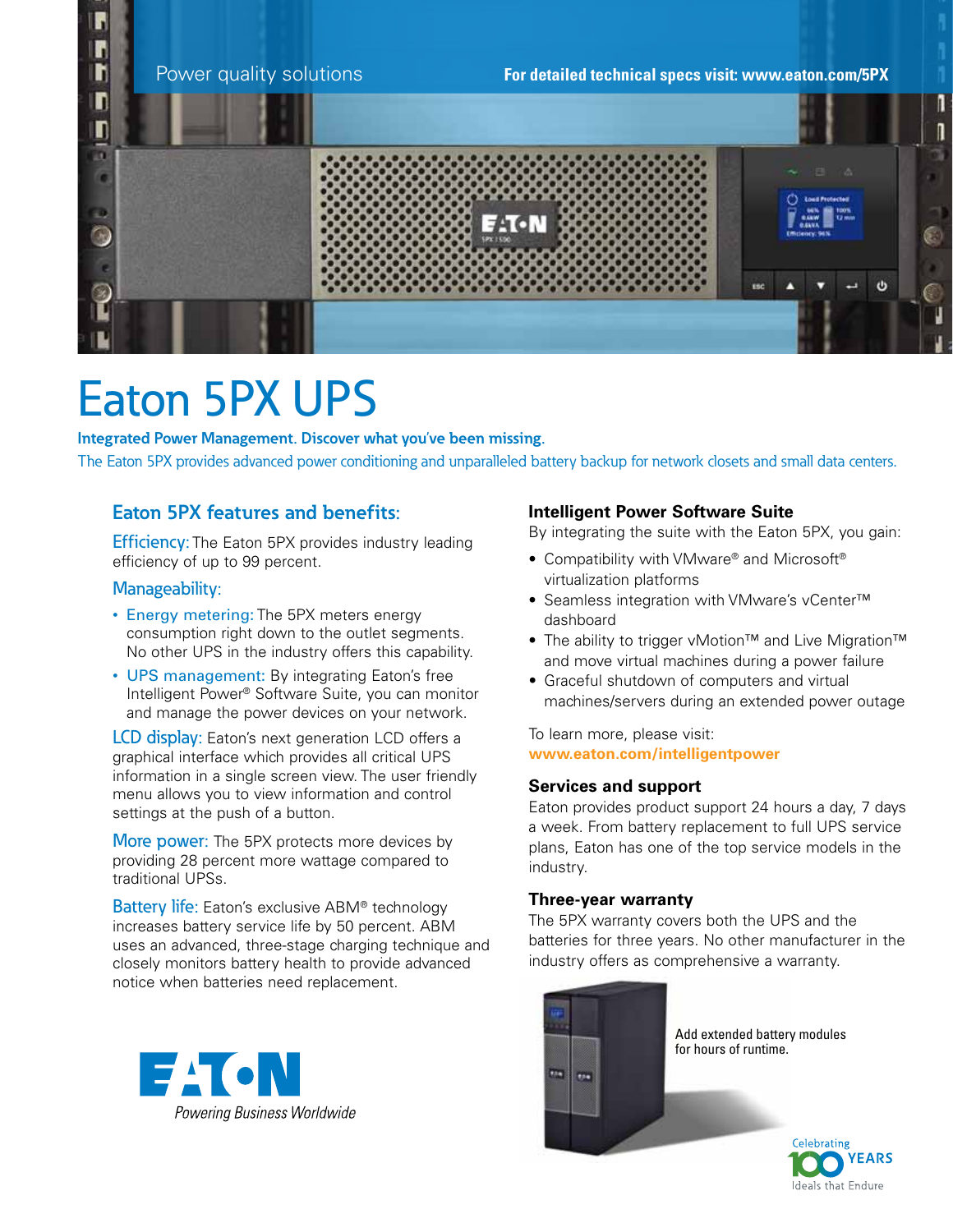Power quality solutions

For detailed technical specs visit: www.eaton.com/5PX

# Eaton 5PX UPS

**Integrated Power Management. Discover what you've been missing.**

The Eaton 5PX provides advanced power conditioning and unparalleled battery backup for network closets and small data centers.

## Eaton 5PX features and benefits:

**Efficiency:** The Eaton 5PX provides industry leading efficiency of up to 99 percent.

**Manageability:**

- **Energy metering:** The 5PX meters energy consumption right down to the outlet segments. No other UPS in the industry offers this capability.
- **UPS management:** By integrating Eaton's free Intelligent Power® Software Suite, you can monitor and manage the power devices on your network.

**LCD display:** Eaton's next generation LCD offers a graphical interface which provides all critical UPS information in a single screen view. The user friendly menu allows you to view information and control settings at the push of a button.

**More power:** The 5PX protects more devices by providing 28 percent more wattage compared to traditional UPSs.

**Battery life:** Eaton's exclusive ABM® technology increases battery service life by 50 percent. ABM uses an advanced, three-stage charging technique and closely monitors battery health to provide advanced notice when batteries need replacement.

### Intelligent Power Software Suite

By integrating the suite with the Eaton 5PX, you gain:

- Compatibility with VMware® and Microsoft® virtualization platforms
- Seamless integration with VMware's vCenter™ dashboard
- The ability to trigger vMotion™ and Live Migration™ and move virtual machines during a power failure
- Graceful shutdown of computers and virtual machines/servers during an extended power outage

To learn more, please visit:
**www.eaton.com/intelligentpower**

### Services and support

Eaton provides product support 24 hours a day, 7 days a week. From battery replacement to full UPS service plans, Eaton has one of the top service models in the industry.

### Three-year warranty

The 5PX warranty covers both the UPS and the batteries for three years. No other manufacturer in the industry offers as comprehensive a warranty.

Add extended battery modules for hours of runtime.

EATON
*Powering Business Worldwide*

Celebrating 100 YEARS
Ideals that Endure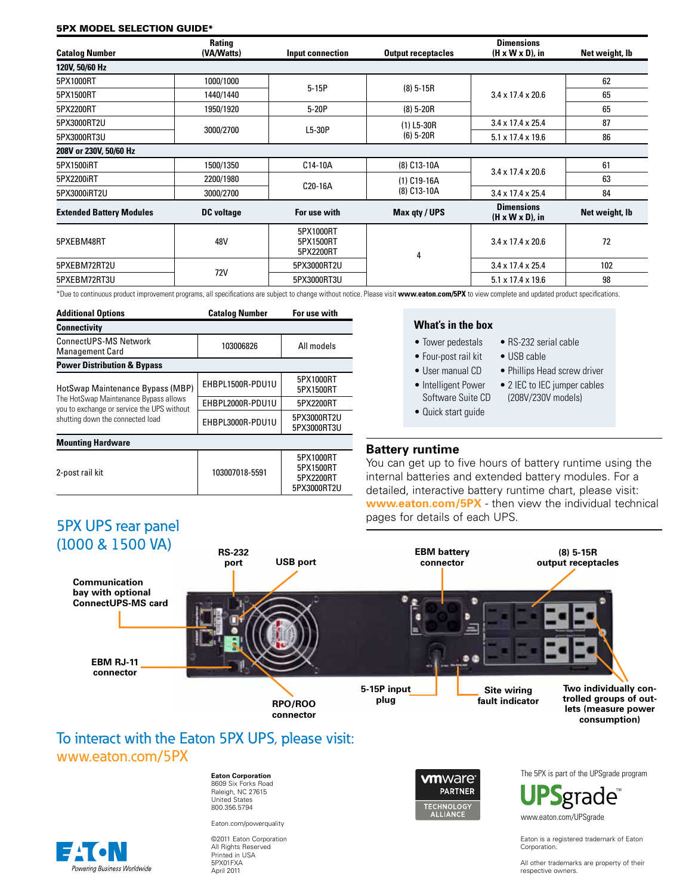## 5PX MODEL SELECTION GUIDE*

| Catalog Number | Rating (VA/Watts) | Input connection | Output receptacles | Dimensions (H x W x D), in | Net weight, lb |
|---|---|---|---|---|---|
| **120V, 50/60 Hz** | | | | | |
| 5PX1000RT | 1000/1000 | 5-15P | (8) 5-15R | 3.4 x 17.4 x 20.6 | 62 |
| 5PX1500RT | 1440/1440 | 5-15P | (8) 5-15R | 3.4 x 17.4 x 20.6 | 65 |
| 5PX2200RT | 1950/1920 | 5-20P | (8) 5-20R | 3.4 x 17.4 x 20.6 | 65 |
| 5PX3000RT2U | 3000/2700 | L5-30P | (1) L5-30R (6) 5-20R | 3.4 x 17.4 x 25.4 | 87 |
| 5PX3000RT3U | 3000/2700 | L5-30P | (1) L5-30R (6) 5-20R | 5.1 x 17.4 x 19.6 | 86 |
| **208V or 230V, 50/60 Hz** | | | | | |
| 5PX1500iRT | 1500/1350 | C14-10A | (8) C13-10A | 3.4 x 17.4 x 20.6 | 61 |
| 5PX2200iRT | 2200/1980 | C20-16A | (1) C19-16A (8) C13-10A | 3.4 x 17.4 x 20.6 | 63 |
| 5PX3000iRT2U | 3000/2700 | C20-16A | (1) C19-16A (8) C13-10A | 3.4 x 17.4 x 25.4 | 84 |
| **Extended Battery Modules** | **DC voltage** | **For use with** | **Max qty / UPS** | **Dimensions (H x W x D), in** | **Net weight, lb** |
| 5PXEBM48RT | 48V | 5PX1000RT 5PX1500RT 5PX2200RT | 4 | 3.4 x 17.4 x 20.6 | 72 |
| 5PXEBM72RT2U | 72V | 5PX3000RT2U | 4 | 3.4 x 17.4 x 25.4 | 102 |
| 5PXEBM72RT3U | 72V | 5PX3000RT3U | 4 | 5.1 x 17.4 x 19.6 | 98 |

*Due to continuous product improvement programs, all specifications are subject to change without notice. Please visit **www.eaton.com/5PX** to view complete and updated product specifications.

| Additional Options | Catalog Number | For use with |
|---|---|---|
| **Connectivity** | | |
| ConnectUPS-MS Network Management Card | 103006826 | All models |
| **Power Distribution & Bypass** | | |
| HotSwap Maintenance Bypass (MBP) The HotSwap Maintenance Bypass allows you to exchange or service the UPS without shutting down the connected load | EHBPL1500R-PDU1U | 5PX1000RT 5PX1500RT |
| | EHBPL2000R-PDU1U | 5PX2200RT |
| | EHBPL3000R-PDU1U | 5PX3000RT2U 5PX3000RT3U |
| **Mounting Hardware** | | |
| 2-post rail kit | 103007018-5591 | 5PX1000RT 5PX1500RT 5PX2200RT 5PX3000RT2U |

### What's in the box

- Tower pedestals
- Four-post rail kit
- User manual CD
- Intelligent Power Software Suite CD
- Quick start guide
- RS-232 serial cable
- USB cable
- Phillips Head screw driver
- 2 IEC to IEC jumper cables (208V/230V models)

### Battery runtime

You can get up to five hours of battery runtime using the internal batteries and extended battery modules. For a detailed, interactive battery runtime chart, please visit: **www.eaton.com/5PX** - then view the individual technical pages for details of each UPS.

## 5PX UPS rear panel (1000 & 1500 VA)

RS-232 port
USB port
EBM battery connector
(8) 5-15R output receptacles
Communication bay with optional ConnectUPS-MS card
EBM RJ-11 connector
RPO/ROO connector
5-15P input plug
Site wiring fault indicator
Two individually controlled groups of outlets (measure power consumption)

## To interact with the Eaton 5PX UPS, please visit: www.eaton.com/5PX

**Eaton Corporation**
8609 Six Forks Road
Raleigh, NC 27615
United States
800.356.5794

Eaton.com/powerquality

©2011 Eaton Corporation
All Rights Reserved
Printed in USA
5PX01FXA
April 2011

EATON
Powering Business Worldwide

vmware PARTNER TECHNOLOGY ALLIANCE

The 5PX is part of the UPSgrade program

UPSgrade™

www.eaton.com/UPSgrade

Eaton is a registered trademark of Eaton Corporation.

All other trademarks are property of their respective owners.